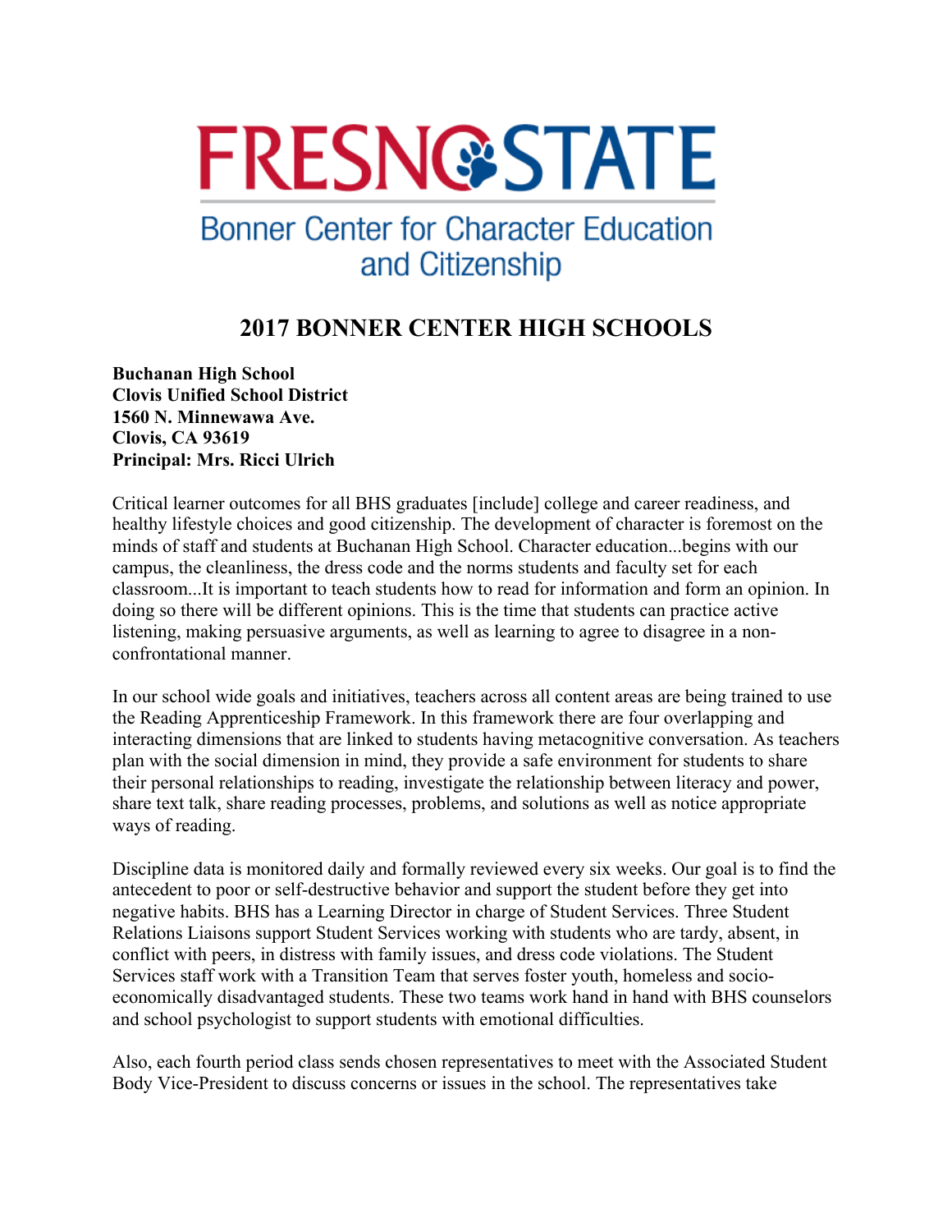# FRESNO STATE

## Bonner Center for Character Education and Citizenship

## 2017 BONNER CENTER HIGH SCHOOLS

**Buchanan High School**
**Clovis Unified School District**
**1560 N. Minnewawa Ave.**
**Clovis, CA 93619**
**Principal: Mrs. Ricci Ulrich**

Critical learner outcomes for all BHS graduates [include] college and career readiness, and healthy lifestyle choices and good citizenship. The development of character is foremost on the minds of staff and students at Buchanan High School. Character education...begins with our campus, the cleanliness, the dress code and the norms students and faculty set for each classroom...It is important to teach students how to read for information and form an opinion. In doing so there will be different opinions. This is the time that students can practice active listening, making persuasive arguments, as well as learning to agree to disagree in a non-confrontational manner.

In our school wide goals and initiatives, teachers across all content areas are being trained to use the Reading Apprenticeship Framework. In this framework there are four overlapping and interacting dimensions that are linked to students having metacognitive conversation. As teachers plan with the social dimension in mind, they provide a safe environment for students to share their personal relationships to reading, investigate the relationship between literacy and power, share text talk, share reading processes, problems, and solutions as well as notice appropriate ways of reading.

Discipline data is monitored daily and formally reviewed every six weeks. Our goal is to find the antecedent to poor or self-destructive behavior and support the student before they get into negative habits. BHS has a Learning Director in charge of Student Services. Three Student Relations Liaisons support Student Services working with students who are tardy, absent, in conflict with peers, in distress with family issues, and dress code violations. The Student Services staff work with a Transition Team that serves foster youth, homeless and socio-economically disadvantaged students. These two teams work hand in hand with BHS counselors and school psychologist to support students with emotional difficulties.

Also, each fourth period class sends chosen representatives to meet with the Associated Student Body Vice-President to discuss concerns or issues in the school. The representatives take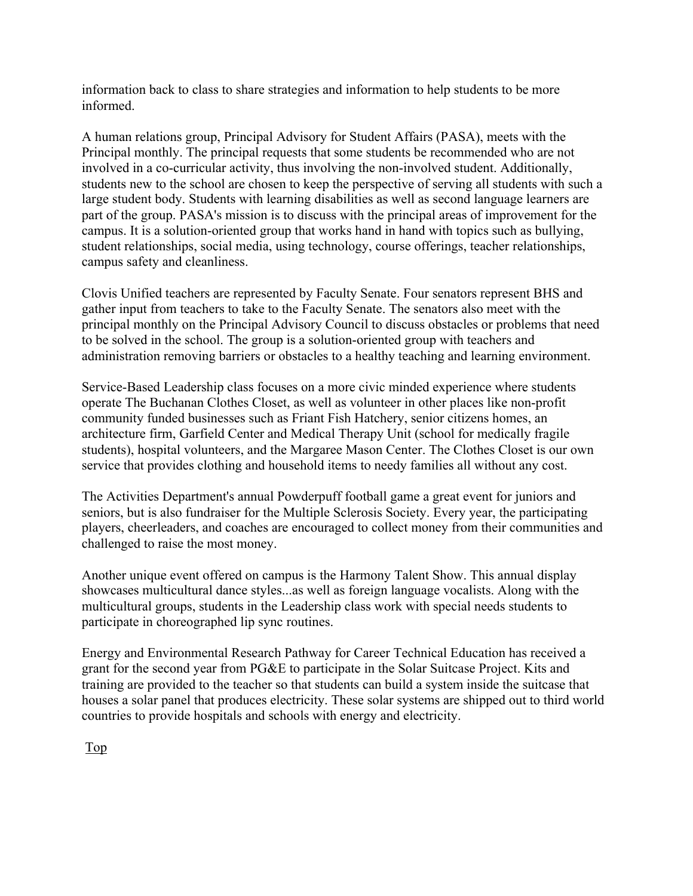information back to class to share strategies and information to help students to be more informed.

A human relations group, Principal Advisory for Student Affairs (PASA), meets with the Principal monthly. The principal requests that some students be recommended who are not involved in a co-curricular activity, thus involving the non-involved student. Additionally, students new to the school are chosen to keep the perspective of serving all students with such a large student body. Students with learning disabilities as well as second language learners are part of the group. PASA's mission is to discuss with the principal areas of improvement for the campus. It is a solution-oriented group that works hand in hand with topics such as bullying, student relationships, social media, using technology, course offerings, teacher relationships, campus safety and cleanliness.

Clovis Unified teachers are represented by Faculty Senate. Four senators represent BHS and gather input from teachers to take to the Faculty Senate. The senators also meet with the principal monthly on the Principal Advisory Council to discuss obstacles or problems that need to be solved in the school. The group is a solution-oriented group with teachers and administration removing barriers or obstacles to a healthy teaching and learning environment.

Service-Based Leadership class focuses on a more civic minded experience where students operate The Buchanan Clothes Closet, as well as volunteer in other places like non-profit community funded businesses such as Friant Fish Hatchery, senior citizens homes, an architecture firm, Garfield Center and Medical Therapy Unit (school for medically fragile students), hospital volunteers, and the Margaree Mason Center. The Clothes Closet is our own service that provides clothing and household items to needy families all without any cost.

The Activities Department's annual Powderpuff football game a great event for juniors and seniors, but is also fundraiser for the Multiple Sclerosis Society. Every year, the participating players, cheerleaders, and coaches are encouraged to collect money from their communities and challenged to raise the most money.

Another unique event offered on campus is the Harmony Talent Show. This annual display showcases multicultural dance styles...as well as foreign language vocalists. Along with the multicultural groups, students in the Leadership class work with special needs students to participate in choreographed lip sync routines.

Energy and Environmental Research Pathway for Career Technical Education has received a grant for the second year from PG&E to participate in the Solar Suitcase Project. Kits and training are provided to the teacher so that students can build a system inside the suitcase that houses a solar panel that produces electricity. These solar systems are shipped out to third world countries to provide hospitals and schools with energy and electricity.

Top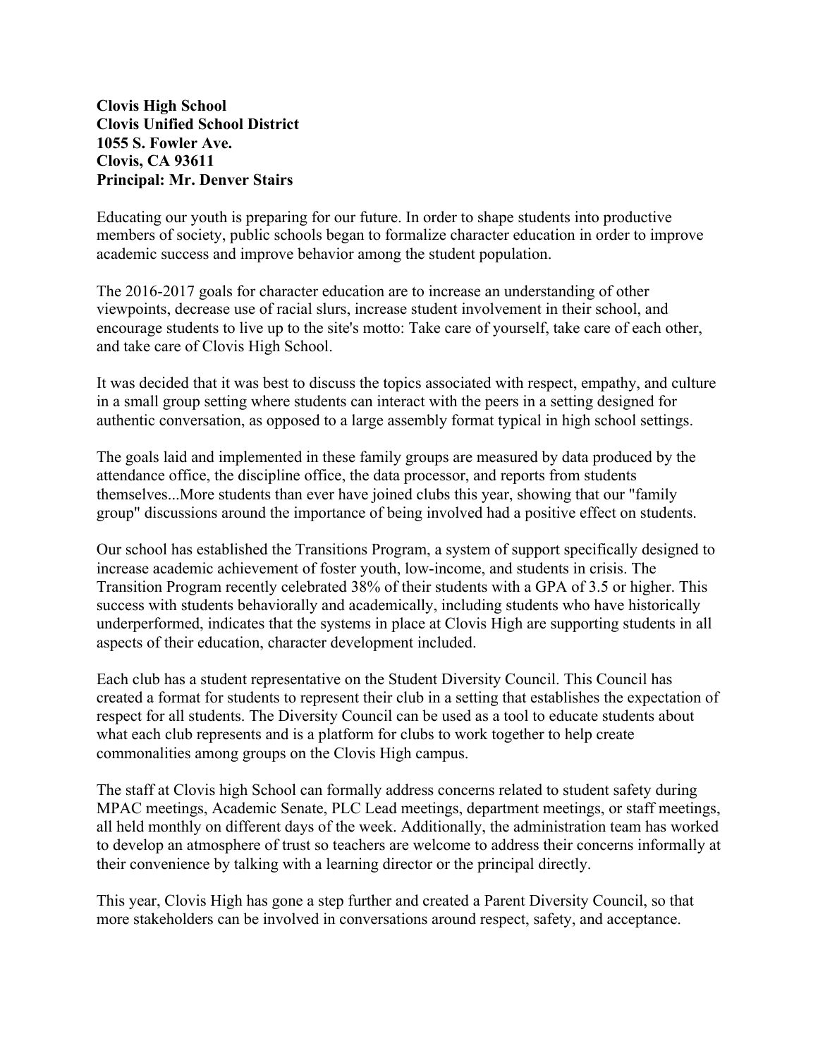**Clovis High School**
**Clovis Unified School District**
**1055 S. Fowler Ave.**
**Clovis, CA 93611**
**Principal: Mr. Denver Stairs**

Educating our youth is preparing for our future. In order to shape students into productive members of society, public schools began to formalize character education in order to improve academic success and improve behavior among the student population.

The 2016-2017 goals for character education are to increase an understanding of other viewpoints, decrease use of racial slurs, increase student involvement in their school, and encourage students to live up to the site's motto: Take care of yourself, take care of each other, and take care of Clovis High School.

It was decided that it was best to discuss the topics associated with respect, empathy, and culture in a small group setting where students can interact with the peers in a setting designed for authentic conversation, as opposed to a large assembly format typical in high school settings.

The goals laid and implemented in these family groups are measured by data produced by the attendance office, the discipline office, the data processor, and reports from students themselves...More students than ever have joined clubs this year, showing that our "family group" discussions around the importance of being involved had a positive effect on students.

Our school has established the Transitions Program, a system of support specifically designed to increase academic achievement of foster youth, low-income, and students in crisis. The Transition Program recently celebrated 38% of their students with a GPA of 3.5 or higher. This success with students behaviorally and academically, including students who have historically underperformed, indicates that the systems in place at Clovis High are supporting students in all aspects of their education, character development included.

Each club has a student representative on the Student Diversity Council. This Council has created a format for students to represent their club in a setting that establishes the expectation of respect for all students. The Diversity Council can be used as a tool to educate students about what each club represents and is a platform for clubs to work together to help create commonalities among groups on the Clovis High campus.

The staff at Clovis high School can formally address concerns related to student safety during MPAC meetings, Academic Senate, PLC Lead meetings, department meetings, or staff meetings, all held monthly on different days of the week. Additionally, the administration team has worked to develop an atmosphere of trust so teachers are welcome to address their concerns informally at their convenience by talking with a learning director or the principal directly.

This year, Clovis High has gone a step further and created a Parent Diversity Council, so that more stakeholders can be involved in conversations around respect, safety, and acceptance.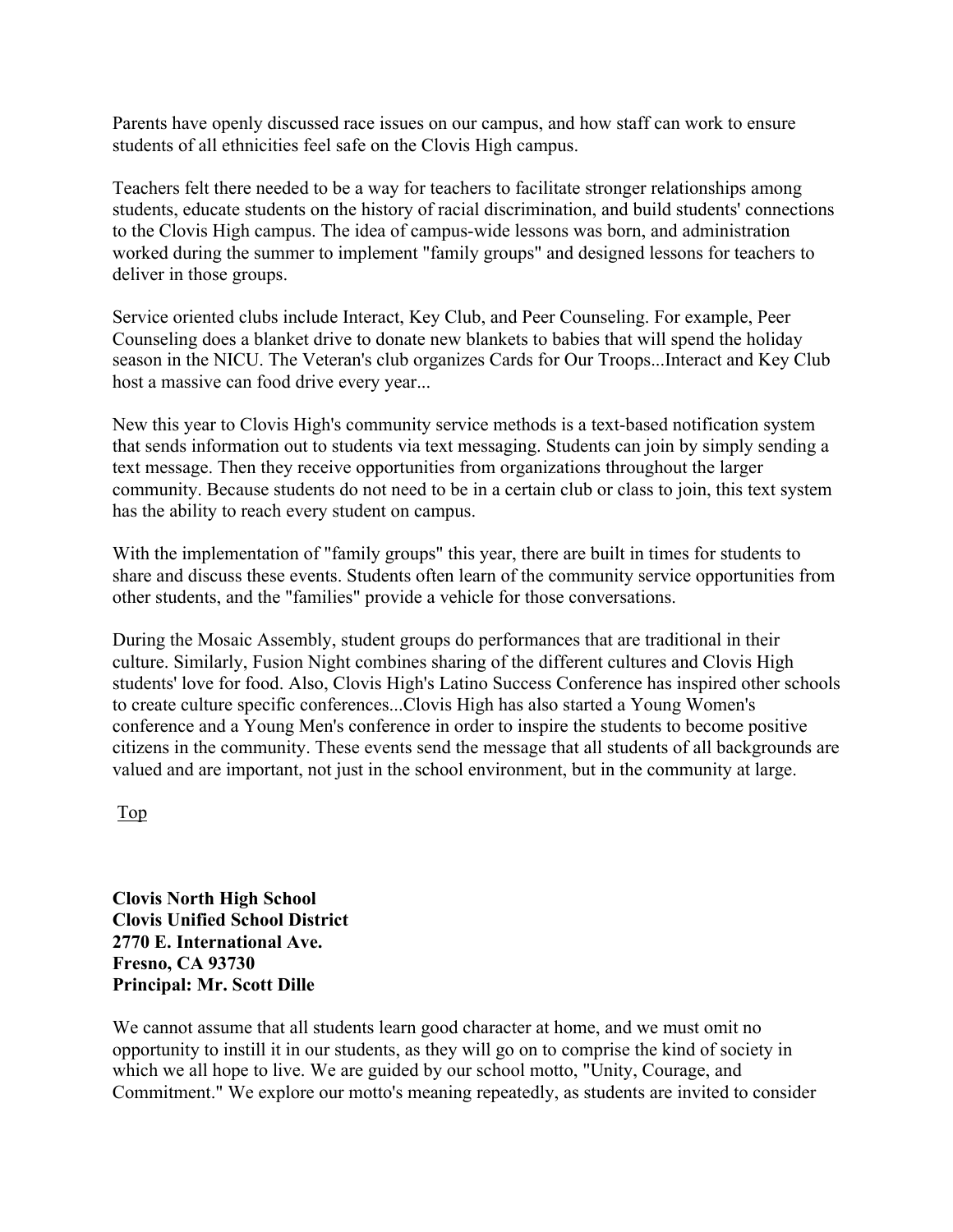Parents have openly discussed race issues on our campus, and how staff can work to ensure students of all ethnicities feel safe on the Clovis High campus.

Teachers felt there needed to be a way for teachers to facilitate stronger relationships among students, educate students on the history of racial discrimination, and build students' connections to the Clovis High campus. The idea of campus-wide lessons was born, and administration worked during the summer to implement "family groups" and designed lessons for teachers to deliver in those groups.

Service oriented clubs include Interact, Key Club, and Peer Counseling. For example, Peer Counseling does a blanket drive to donate new blankets to babies that will spend the holiday season in the NICU. The Veteran's club organizes Cards for Our Troops...Interact and Key Club host a massive can food drive every year...

New this year to Clovis High's community service methods is a text-based notification system that sends information out to students via text messaging. Students can join by simply sending a text message. Then they receive opportunities from organizations throughout the larger community. Because students do not need to be in a certain club or class to join, this text system has the ability to reach every student on campus.

With the implementation of "family groups" this year, there are built in times for students to share and discuss these events. Students often learn of the community service opportunities from other students, and the "families" provide a vehicle for those conversations.

During the Mosaic Assembly, student groups do performances that are traditional in their culture. Similarly, Fusion Night combines sharing of the different cultures and Clovis High students' love for food. Also, Clovis High's Latino Success Conference has inspired other schools to create culture specific conferences...Clovis High has also started a Young Women's conference and a Young Men's conference in order to inspire the students to become positive citizens in the community. These events send the message that all students of all backgrounds are valued and are important, not just in the school environment, but in the community at large.

Top

**Clovis North High School**
**Clovis Unified School District**
**2770 E. International Ave.**
**Fresno, CA 93730**
**Principal: Mr. Scott Dille**

We cannot assume that all students learn good character at home, and we must omit no opportunity to instill it in our students, as they will go on to comprise the kind of society in which we all hope to live. We are guided by our school motto, "Unity, Courage, and Commitment." We explore our motto's meaning repeatedly, as students are invited to consider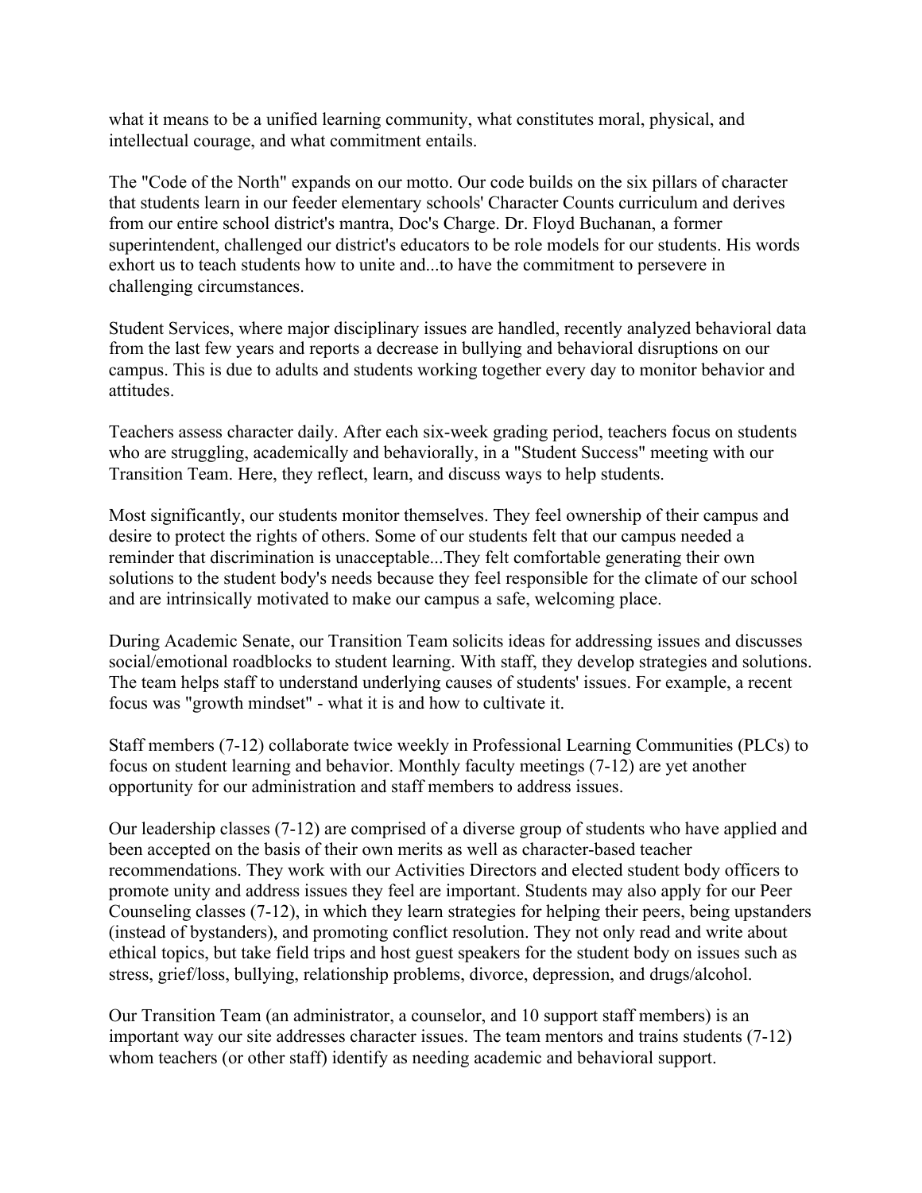what it means to be a unified learning community, what constitutes moral, physical, and intellectual courage, and what commitment entails.

The "Code of the North" expands on our motto. Our code builds on the six pillars of character that students learn in our feeder elementary schools' Character Counts curriculum and derives from our entire school district's mantra, Doc's Charge. Dr. Floyd Buchanan, a former superintendent, challenged our district's educators to be role models for our students. His words exhort us to teach students how to unite and...to have the commitment to persevere in challenging circumstances.

Student Services, where major disciplinary issues are handled, recently analyzed behavioral data from the last few years and reports a decrease in bullying and behavioral disruptions on our campus. This is due to adults and students working together every day to monitor behavior and attitudes.

Teachers assess character daily. After each six-week grading period, teachers focus on students who are struggling, academically and behaviorally, in a "Student Success" meeting with our Transition Team. Here, they reflect, learn, and discuss ways to help students.

Most significantly, our students monitor themselves. They feel ownership of their campus and desire to protect the rights of others. Some of our students felt that our campus needed a reminder that discrimination is unacceptable...They felt comfortable generating their own solutions to the student body's needs because they feel responsible for the climate of our school and are intrinsically motivated to make our campus a safe, welcoming place.

During Academic Senate, our Transition Team solicits ideas for addressing issues and discusses social/emotional roadblocks to student learning. With staff, they develop strategies and solutions. The team helps staff to understand underlying causes of students' issues. For example, a recent focus was "growth mindset" - what it is and how to cultivate it.

Staff members (7-12) collaborate twice weekly in Professional Learning Communities (PLCs) to focus on student learning and behavior. Monthly faculty meetings (7-12) are yet another opportunity for our administration and staff members to address issues.

Our leadership classes (7-12) are comprised of a diverse group of students who have applied and been accepted on the basis of their own merits as well as character-based teacher recommendations. They work with our Activities Directors and elected student body officers to promote unity and address issues they feel are important. Students may also apply for our Peer Counseling classes (7-12), in which they learn strategies for helping their peers, being upstanders (instead of bystanders), and promoting conflict resolution. They not only read and write about ethical topics, but take field trips and host guest speakers for the student body on issues such as stress, grief/loss, bullying, relationship problems, divorce, depression, and drugs/alcohol.

Our Transition Team (an administrator, a counselor, and 10 support staff members) is an important way our site addresses character issues. The team mentors and trains students (7-12) whom teachers (or other staff) identify as needing academic and behavioral support.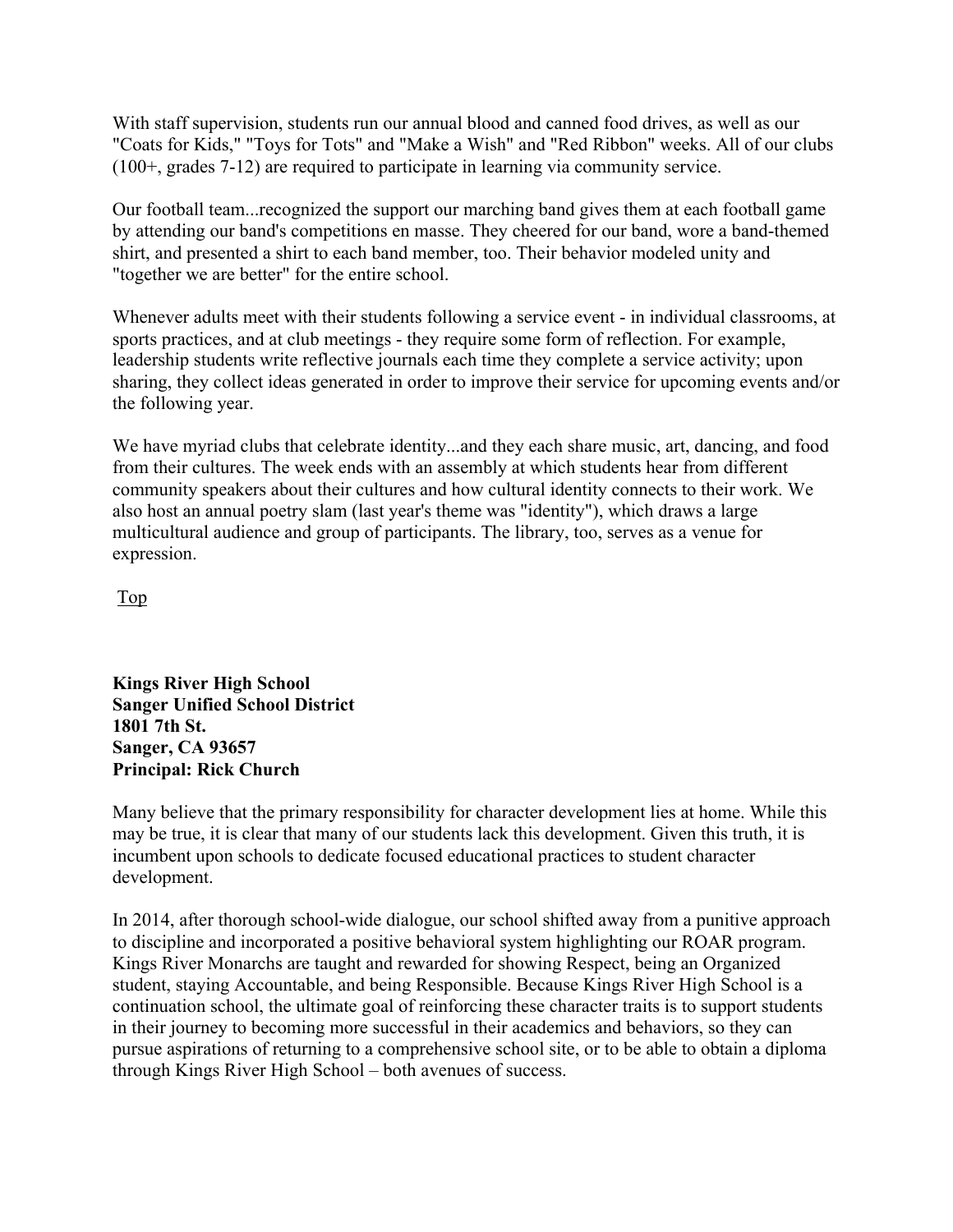With staff supervision, students run our annual blood and canned food drives, as well as our "Coats for Kids," "Toys for Tots" and "Make a Wish" and "Red Ribbon" weeks. All of our clubs (100+, grades 7-12) are required to participate in learning via community service.

Our football team...recognized the support our marching band gives them at each football game by attending our band's competitions en masse. They cheered for our band, wore a band-themed shirt, and presented a shirt to each band member, too. Their behavior modeled unity and "together we are better" for the entire school.

Whenever adults meet with their students following a service event - in individual classrooms, at sports practices, and at club meetings - they require some form of reflection. For example, leadership students write reflective journals each time they complete a service activity; upon sharing, they collect ideas generated in order to improve their service for upcoming events and/or the following year.

We have myriad clubs that celebrate identity...and they each share music, art, dancing, and food from their cultures. The week ends with an assembly at which students hear from different community speakers about their cultures and how cultural identity connects to their work. We also host an annual poetry slam (last year's theme was "identity"), which draws a large multicultural audience and group of participants. The library, too, serves as a venue for expression.

Top

**Kings River High School**
**Sanger Unified School District**
**1801 7th St.**
**Sanger, CA 93657**
**Principal: Rick Church**

Many believe that the primary responsibility for character development lies at home. While this may be true, it is clear that many of our students lack this development. Given this truth, it is incumbent upon schools to dedicate focused educational practices to student character development.

In 2014, after thorough school-wide dialogue, our school shifted away from a punitive approach to discipline and incorporated a positive behavioral system highlighting our ROAR program. Kings River Monarchs are taught and rewarded for showing Respect, being an Organized student, staying Accountable, and being Responsible. Because Kings River High School is a continuation school, the ultimate goal of reinforcing these character traits is to support students in their journey to becoming more successful in their academics and behaviors, so they can pursue aspirations of returning to a comprehensive school site, or to be able to obtain a diploma through Kings River High School – both avenues of success.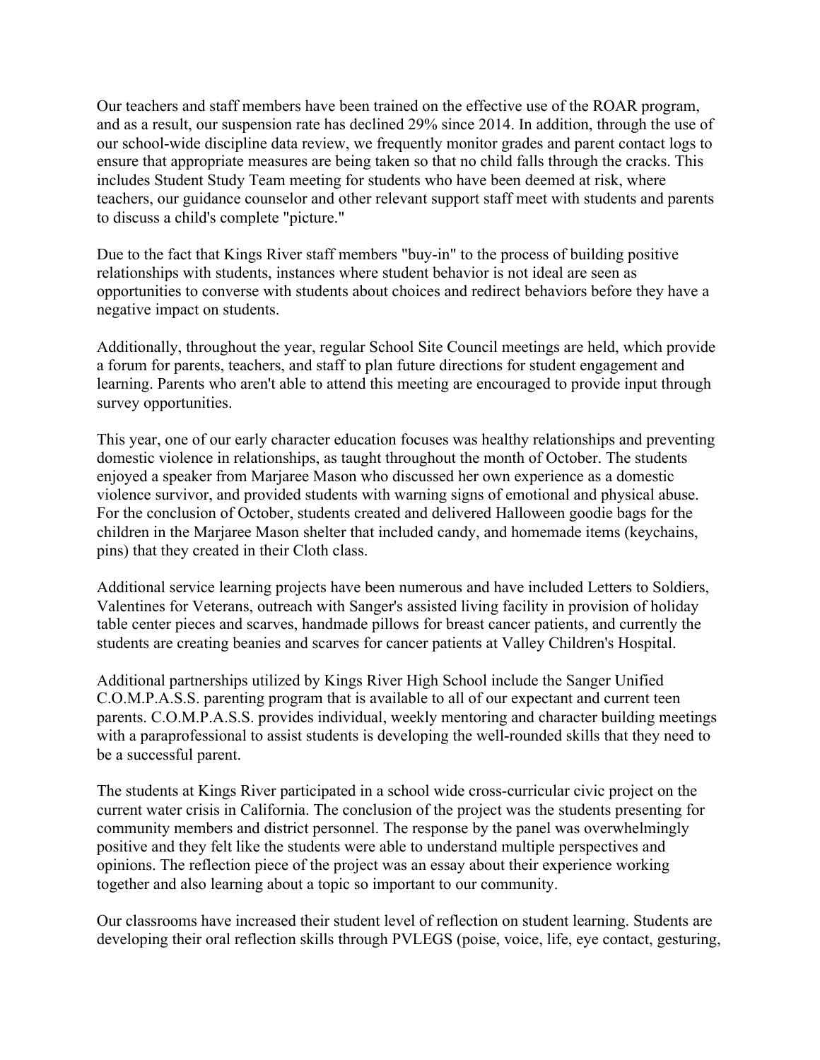Our teachers and staff members have been trained on the effective use of the ROAR program, and as a result, our suspension rate has declined 29% since 2014. In addition, through the use of our school-wide discipline data review, we frequently monitor grades and parent contact logs to ensure that appropriate measures are being taken so that no child falls through the cracks. This includes Student Study Team meeting for students who have been deemed at risk, where teachers, our guidance counselor and other relevant support staff meet with students and parents to discuss a child's complete "picture."

Due to the fact that Kings River staff members "buy-in" to the process of building positive relationships with students, instances where student behavior is not ideal are seen as opportunities to converse with students about choices and redirect behaviors before they have a negative impact on students.

Additionally, throughout the year, regular School Site Council meetings are held, which provide a forum for parents, teachers, and staff to plan future directions for student engagement and learning. Parents who aren't able to attend this meeting are encouraged to provide input through survey opportunities.

This year, one of our early character education focuses was healthy relationships and preventing domestic violence in relationships, as taught throughout the month of October. The students enjoyed a speaker from Marjaree Mason who discussed her own experience as a domestic violence survivor, and provided students with warning signs of emotional and physical abuse. For the conclusion of October, students created and delivered Halloween goodie bags for the children in the Marjaree Mason shelter that included candy, and homemade items (keychains, pins) that they created in their Cloth class.

Additional service learning projects have been numerous and have included Letters to Soldiers, Valentines for Veterans, outreach with Sanger's assisted living facility in provision of holiday table center pieces and scarves, handmade pillows for breast cancer patients, and currently the students are creating beanies and scarves for cancer patients at Valley Children's Hospital.

Additional partnerships utilized by Kings River High School include the Sanger Unified C.O.M.P.A.S.S. parenting program that is available to all of our expectant and current teen parents. C.O.M.P.A.S.S. provides individual, weekly mentoring and character building meetings with a paraprofessional to assist students is developing the well-rounded skills that they need to be a successful parent.

The students at Kings River participated in a school wide cross-curricular civic project on the current water crisis in California. The conclusion of the project was the students presenting for community members and district personnel. The response by the panel was overwhelmingly positive and they felt like the students were able to understand multiple perspectives and opinions. The reflection piece of the project was an essay about their experience working together and also learning about a topic so important to our community.

Our classrooms have increased their student level of reflection on student learning. Students are developing their oral reflection skills through PVLEGS (poise, voice, life, eye contact, gesturing,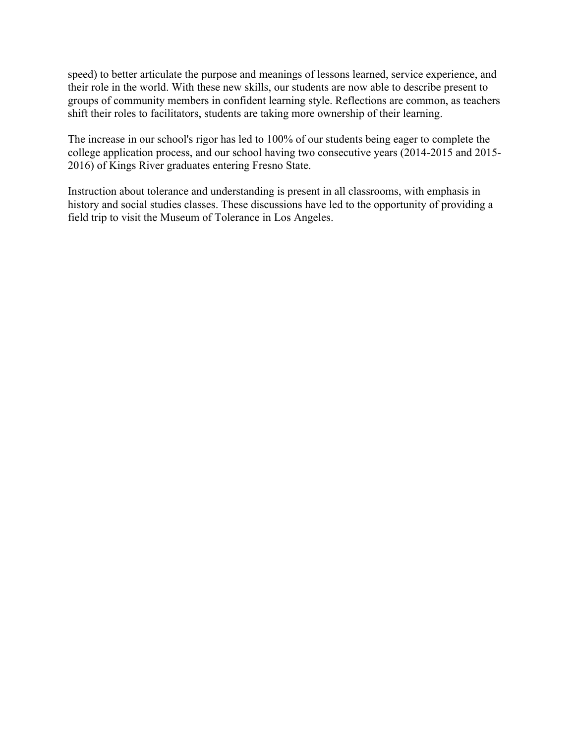speed) to better articulate the purpose and meanings of lessons learned, service experience, and their role in the world. With these new skills, our students are now able to describe present to groups of community members in confident learning style. Reflections are common, as teachers shift their roles to facilitators, students are taking more ownership of their learning.

The increase in our school's rigor has led to 100% of our students being eager to complete the college application process, and our school having two consecutive years (2014-2015 and 2015-2016) of Kings River graduates entering Fresno State.

Instruction about tolerance and understanding is present in all classrooms, with emphasis in history and social studies classes. These discussions have led to the opportunity of providing a field trip to visit the Museum of Tolerance in Los Angeles.